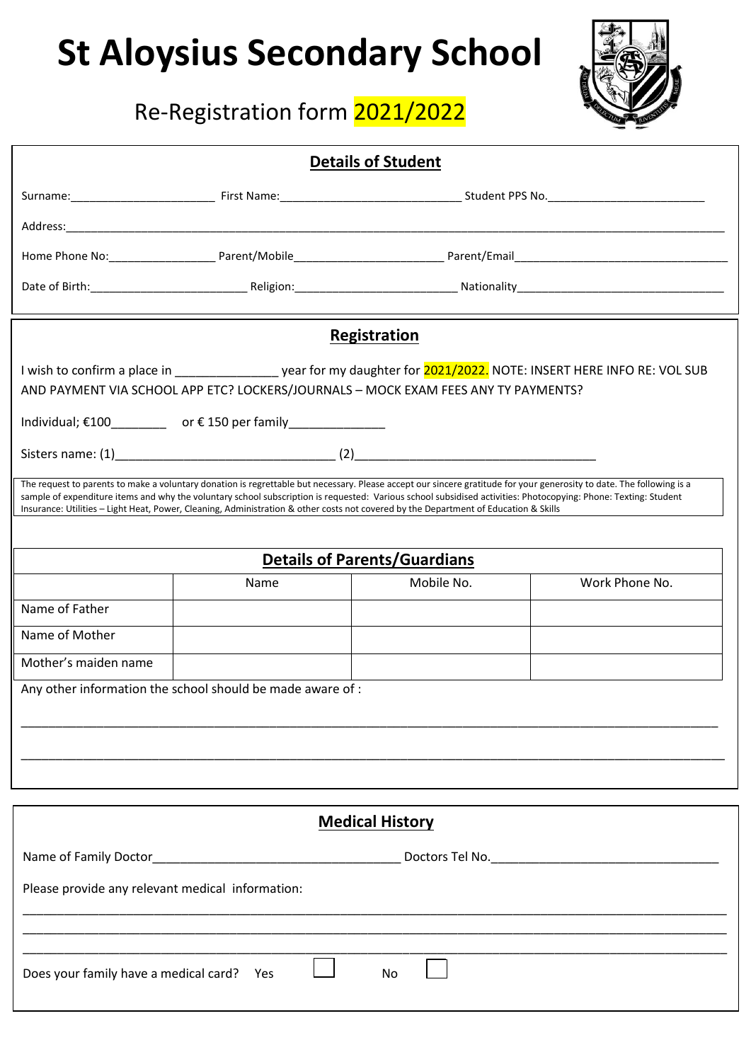# St Aloysius Secondary School

## Re-Registration form 2021/2022

### Details of Student

Surname:______________________ First Name:____________________________ Student PPS No.________________________

Address:______________________________________________________________________________________________

Home Phone No:________________ Parent/Mobile_______________________ Parent/Email________________________________

Date of Birth:________________________ Religion:_________________________ Nationality________________________________

### Registration

I wish to confirm a place in ______________ year for my daughter for 2021/2022. NOTE: INSERT HERE INFO RE: VOL SUB AND PAYMENT VIA SCHOOL APP ETC? LOCKERS/JOURNALS – MOCK EXAM FEES ANY TY PAYMENTS?

Individual; €100________ or € 150 per family_____________

Sisters name: (1)______________________________ (2)_________________________________

The request to parents to make a voluntary donation is regrettable but necessary. Please accept our sincere gratitude for your generosity to date. The following is a sample of expenditure items and why the voluntary school subscription is requested: Various school subsidised activities: Photocopying: Phone: Texting: Student Insurance: Utilities – Light Heat, Power, Cleaning, Administration & other costs not covered by the Department of Education & Skills

### Details of Parents/Guardians

| | Name | Mobile No. | Work Phone No. |
|---|---|---|---|
| Name of Father | | | |
| Name of Mother | | | |
| Mother's maiden name | | | |

Any other information the school should be made aware of :

_____________________________________________________________________________________________

_____________________________________________________________________________________________

### Medical History

Name of Family Doctor__________________________________ Doctors Tel No.________________________________

Please provide any relevant medical information:

_____________________________________________________________________________________________

_____________________________________________________________________________________________

_____________________________________________________________________________________________

Does your family have a medical card? Yes ☐ No ☐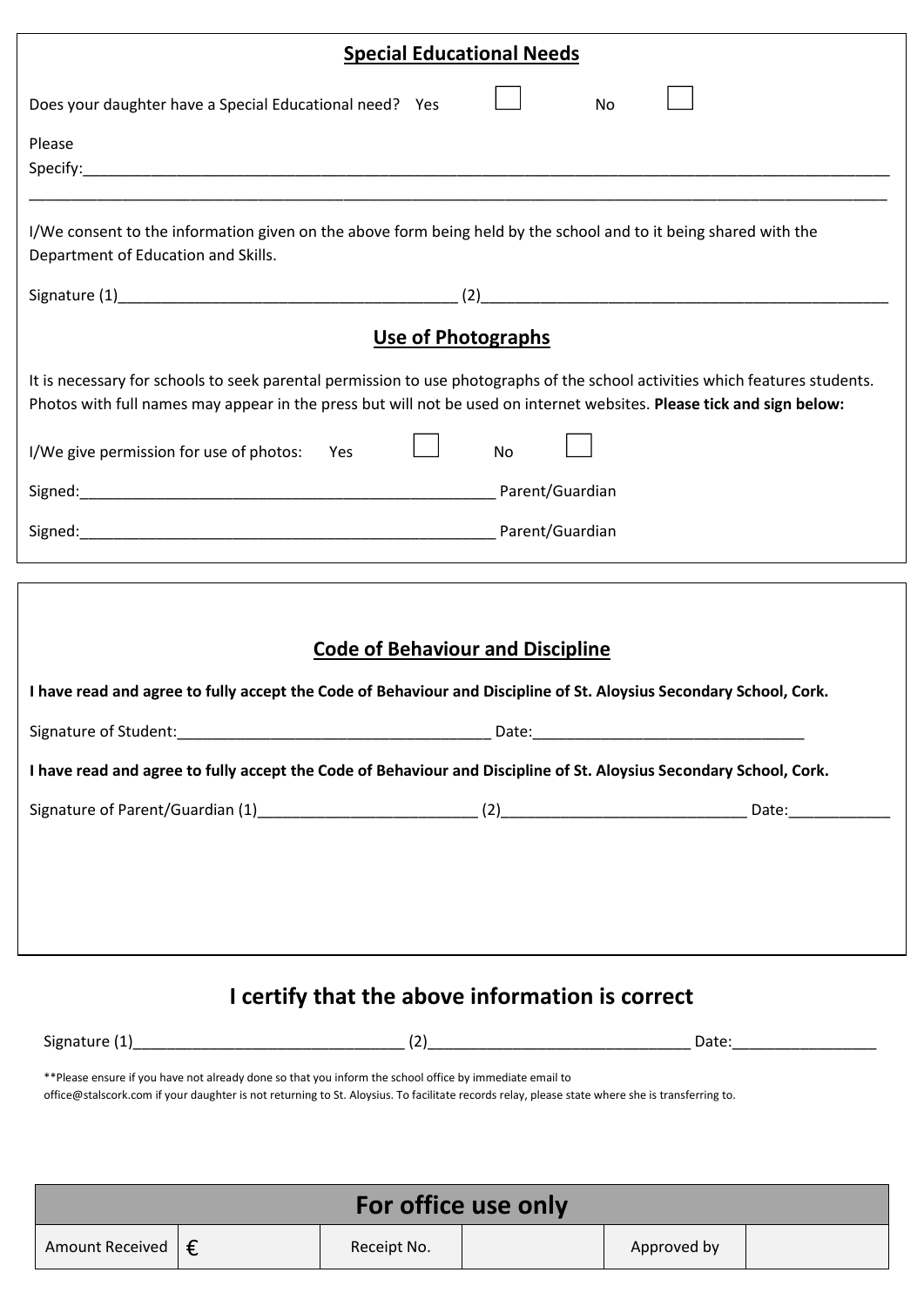## Special Educational Needs

Does your daughter have a Special Educational need? Yes ☐ No ☐

Please Specify:\_\_\_\_\_\_\_\_\_\_\_\_\_\_\_\_\_\_\_\_\_\_\_\_\_\_\_\_\_\_\_\_\_\_\_\_\_\_\_\_\_\_\_\_\_\_\_\_\_\_\_\_\_\_\_\_\_\_\_\_\_\_\_\_\_\_\_\_\_\_\_\_\_\_\_\_\_\_

\_\_\_\_\_\_\_\_\_\_\_\_\_\_\_\_\_\_\_\_\_\_\_\_\_\_\_\_\_\_\_\_\_\_\_\_\_\_\_\_\_\_\_\_\_\_\_\_\_\_\_\_\_\_\_\_\_\_\_\_\_\_\_\_\_\_\_\_\_\_\_\_\_\_\_\_\_\_\_\_\_\_\_\_\_\_\_\_\_\_

I/We consent to the information given on the above form being held by the school and to it being shared with the Department of Education and Skills.

Signature (1)\_\_\_\_\_\_\_\_\_\_\_\_\_\_\_\_\_\_\_\_\_\_\_\_\_\_\_\_\_\_\_\_\_\_\_\_\_\_\_\_ (2)\_\_\_\_\_\_\_\_\_\_\_\_\_\_\_\_\_\_\_\_\_\_\_\_\_\_\_\_\_\_\_\_\_\_\_\_\_\_\_\_\_\_\_\_\_\_\_\_

## Use of Photographs

It is necessary for schools to seek parental permission to use photographs of the school activities which features students. Photos with full names may appear in the press but will not be used on internet websites. **Please tick and sign below:**

I/We give permission for use of photos: Yes ☐ No ☐

Signed:\_\_\_\_\_\_\_\_\_\_\_\_\_\_\_\_\_\_\_\_\_\_\_\_\_\_\_\_\_\_\_\_\_\_\_\_\_\_\_\_\_\_\_\_\_\_\_\_ Parent/Guardian

Signed:\_\_\_\_\_\_\_\_\_\_\_\_\_\_\_\_\_\_\_\_\_\_\_\_\_\_\_\_\_\_\_\_\_\_\_\_\_\_\_\_\_\_\_\_\_\_\_\_ Parent/Guardian

## Code of Behaviour and Discipline

**I have read and agree to fully accept the Code of Behaviour and Discipline of St. Aloysius Secondary School, Cork.**

Signature of Student:\_\_\_\_\_\_\_\_\_\_\_\_\_\_\_\_\_\_\_\_\_\_\_\_\_\_\_\_\_\_\_\_\_\_\_\_\_\_ Date:\_\_\_\_\_\_\_\_\_\_\_\_\_\_\_\_\_\_\_\_\_\_\_\_\_\_\_\_\_\_\_\_\_

**I have read and agree to fully accept the Code of Behaviour and Discipline of St. Aloysius Secondary School, Cork.**

Signature of Parent/Guardian (1)\_\_\_\_\_\_\_\_\_\_\_\_\_\_\_\_\_\_\_\_\_\_\_\_\_\_ (2)\_\_\_\_\_\_\_\_\_\_\_\_\_\_\_\_\_\_\_\_\_\_\_\_\_\_\_\_\_\_ Date:\_\_\_\_\_\_\_\_\_\_\_\_

# I certify that the above information is correct

Signature (1)\_\_\_\_\_\_\_\_\_\_\_\_\_\_\_\_\_\_\_\_\_\_\_\_\_\_\_\_\_\_\_\_ (2)\_\_\_\_\_\_\_\_\_\_\_\_\_\_\_\_\_\_\_\_\_\_\_\_\_\_\_\_\_\_\_ Date:\_\_\_\_\_\_\_\_\_\_\_\_\_\_\_\_\_

**Please ensure if you have not already done so that you inform the school office by immediate email to office@stalscork.com if your daughter is not returning to St. Aloysius. To facilitate records relay, please state where she is transferring to.

| For office use only | | | | | |
|---|---|---|---|---|---|
| Amount Received | € | Receipt No. | | Approved by | |